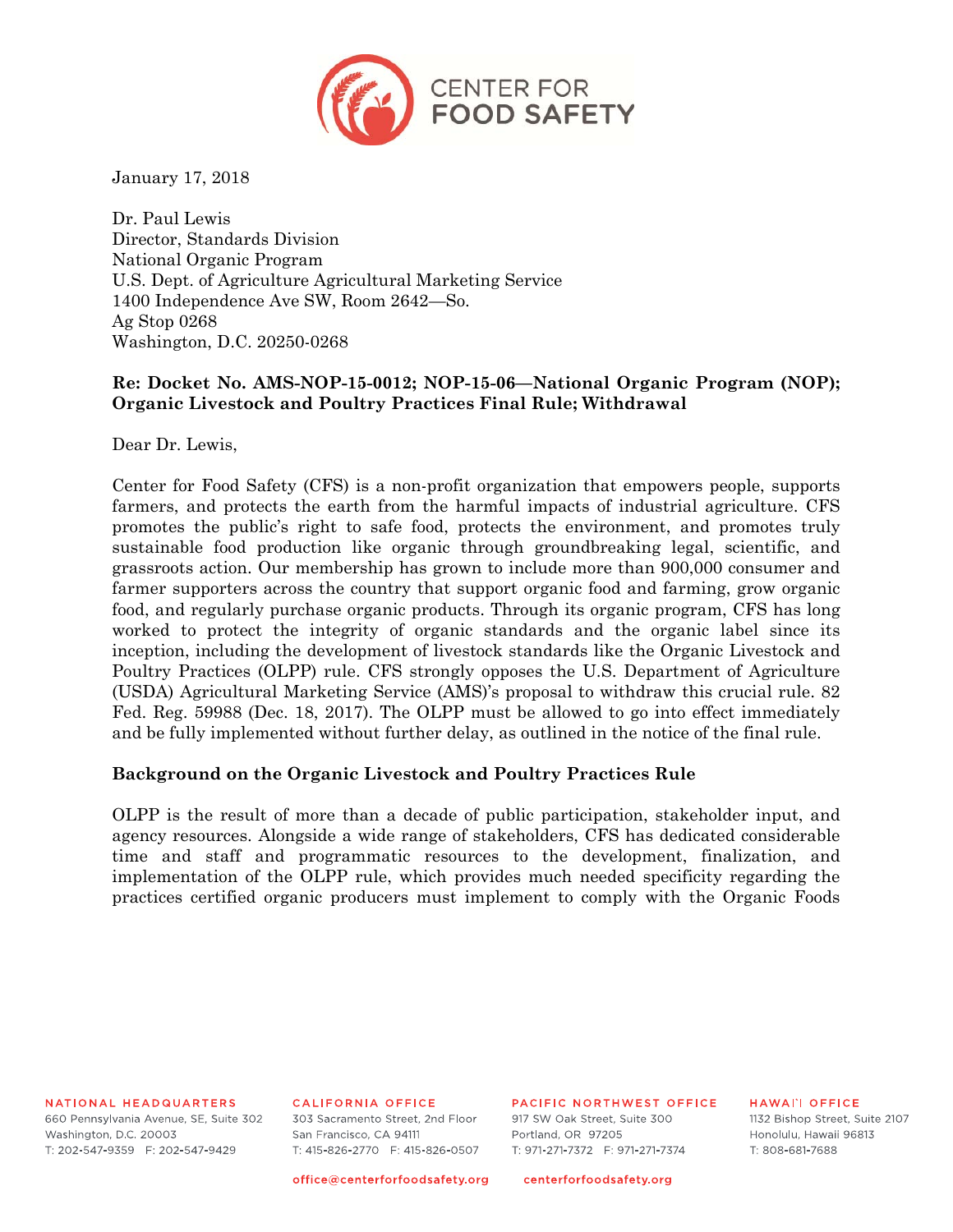January 17, 2018

Dr. Paul Lewis
Director, Standards Division
National Organic Program
U.S. Dept. of Agriculture Agricultural Marketing Service
1400 Independence Ave SW, Room 2642—So.
Ag Stop 0268
Washington, D.C. 20250-0268

**Re: Docket No. AMS-NOP-15-0012; NOP-15-06—National Organic Program (NOP); Organic Livestock and Poultry Practices Final Rule; Withdrawal**

Dear Dr. Lewis,

Center for Food Safety (CFS) is a non-profit organization that empowers people, supports farmers, and protects the earth from the harmful impacts of industrial agriculture. CFS promotes the public's right to safe food, protects the environment, and promotes truly sustainable food production like organic through groundbreaking legal, scientific, and grassroots action. Our membership has grown to include more than 900,000 consumer and farmer supporters across the country that support organic food and farming, grow organic food, and regularly purchase organic products. Through its organic program, CFS has long worked to protect the integrity of organic standards and the organic label since its inception, including the development of livestock standards like the Organic Livestock and Poultry Practices (OLPP) rule. CFS strongly opposes the U.S. Department of Agriculture (USDA) Agricultural Marketing Service (AMS)'s proposal to withdraw this crucial rule. 82 Fed. Reg. 59988 (Dec. 18, 2017). The OLPP must be allowed to go into effect immediately and be fully implemented without further delay, as outlined in the notice of the final rule.

## Background on the Organic Livestock and Poultry Practices Rule

OLPP is the result of more than a decade of public participation, stakeholder input, and agency resources. Alongside a wide range of stakeholders, CFS has dedicated considerable time and staff and programmatic resources to the development, finalization, and implementation of the OLPP rule, which provides much needed specificity regarding the practices certified organic producers must implement to comply with the Organic Foods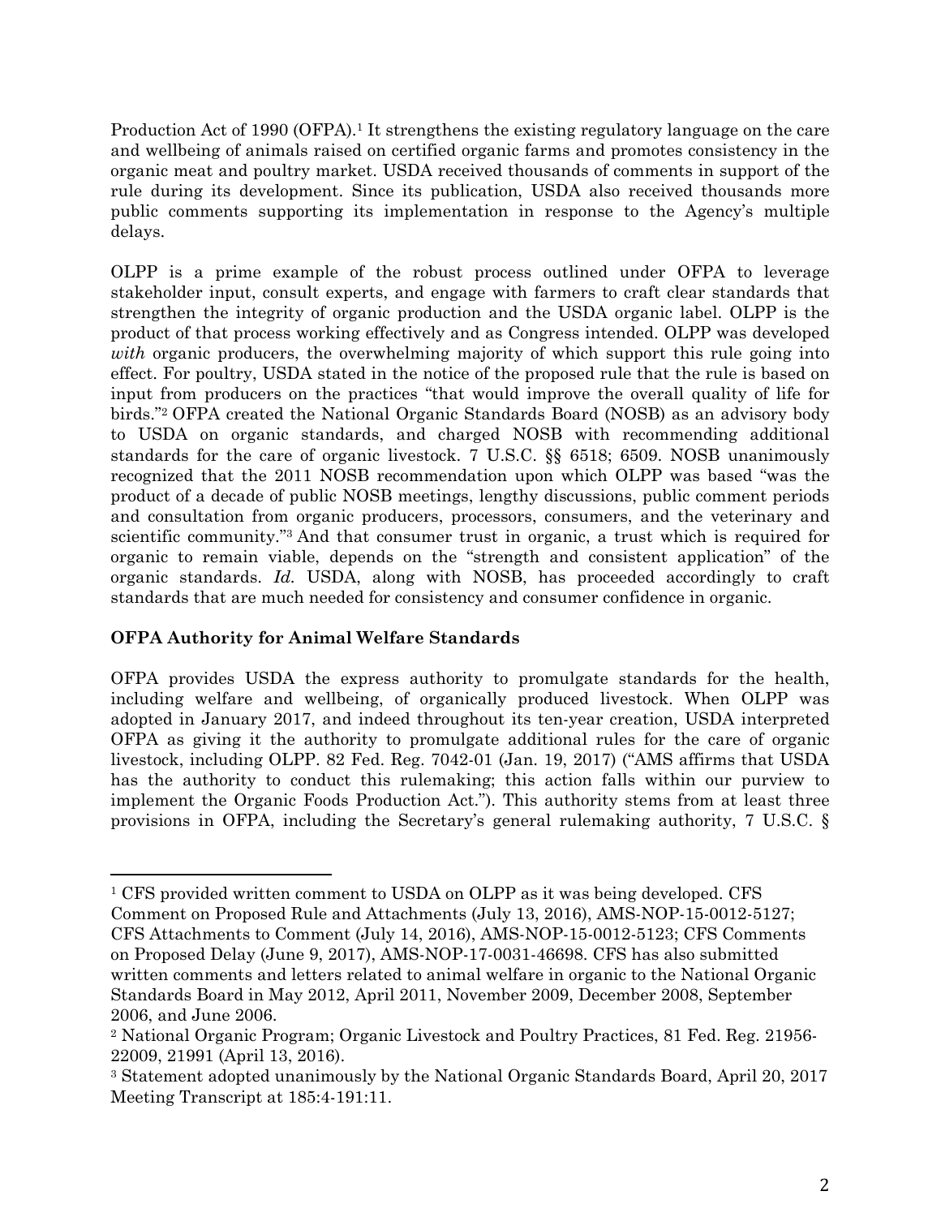Production Act of 1990 (OFPA).[1] It strengthens the existing regulatory language on the care and wellbeing of animals raised on certified organic farms and promotes consistency in the organic meat and poultry market. USDA received thousands of comments in support of the rule during its development. Since its publication, USDA also received thousands more public comments supporting its implementation in response to the Agency's multiple delays.

OLPP is a prime example of the robust process outlined under OFPA to leverage stakeholder input, consult experts, and engage with farmers to craft clear standards that strengthen the integrity of organic production and the USDA organic label. OLPP is the product of that process working effectively and as Congress intended. OLPP was developed *with* organic producers, the overwhelming majority of which support this rule going into effect. For poultry, USDA stated in the notice of the proposed rule that the rule is based on input from producers on the practices "that would improve the overall quality of life for birds."[2] OFPA created the National Organic Standards Board (NOSB) as an advisory body to USDA on organic standards, and charged NOSB with recommending additional standards for the care of organic livestock. 7 U.S.C. §§ 6518; 6509. NOSB unanimously recognized that the 2011 NOSB recommendation upon which OLPP was based "was the product of a decade of public NOSB meetings, lengthy discussions, public comment periods and consultation from organic producers, processors, consumers, and the veterinary and scientific community."[3] And that consumer trust in organic, a trust which is required for organic to remain viable, depends on the "strength and consistent application" of the organic standards. *Id.* USDA, along with NOSB, has proceeded accordingly to craft standards that are much needed for consistency and consumer confidence in organic.

**OFPA Authority for Animal Welfare Standards**

OFPA provides USDA the express authority to promulgate standards for the health, including welfare and wellbeing, of organically produced livestock. When OLPP was adopted in January 2017, and indeed throughout its ten-year creation, USDA interpreted OFPA as giving it the authority to promulgate additional rules for the care of organic livestock, including OLPP. 82 Fed. Reg. 7042-01 (Jan. 19, 2017) ("AMS affirms that USDA has the authority to conduct this rulemaking; this action falls within our purview to implement the Organic Foods Production Act."). This authority stems from at least three provisions in OFPA, including the Secretary's general rulemaking authority, 7 U.S.C. §

---

[1] CFS provided written comment to USDA on OLPP as it was being developed. CFS Comment on Proposed Rule and Attachments (July 13, 2016), AMS-NOP-15-0012-5127; CFS Attachments to Comment (July 14, 2016), AMS-NOP-15-0012-5123; CFS Comments on Proposed Delay (June 9, 2017), AMS-NOP-17-0031-46698. CFS has also submitted written comments and letters related to animal welfare in organic to the National Organic Standards Board in May 2012, April 2011, November 2009, December 2008, September 2006, and June 2006.

[2] National Organic Program; Organic Livestock and Poultry Practices, 81 Fed. Reg. 21956-22009, 21991 (April 13, 2016).

[3] Statement adopted unanimously by the National Organic Standards Board, April 20, 2017 Meeting Transcript at 185:4-191:11.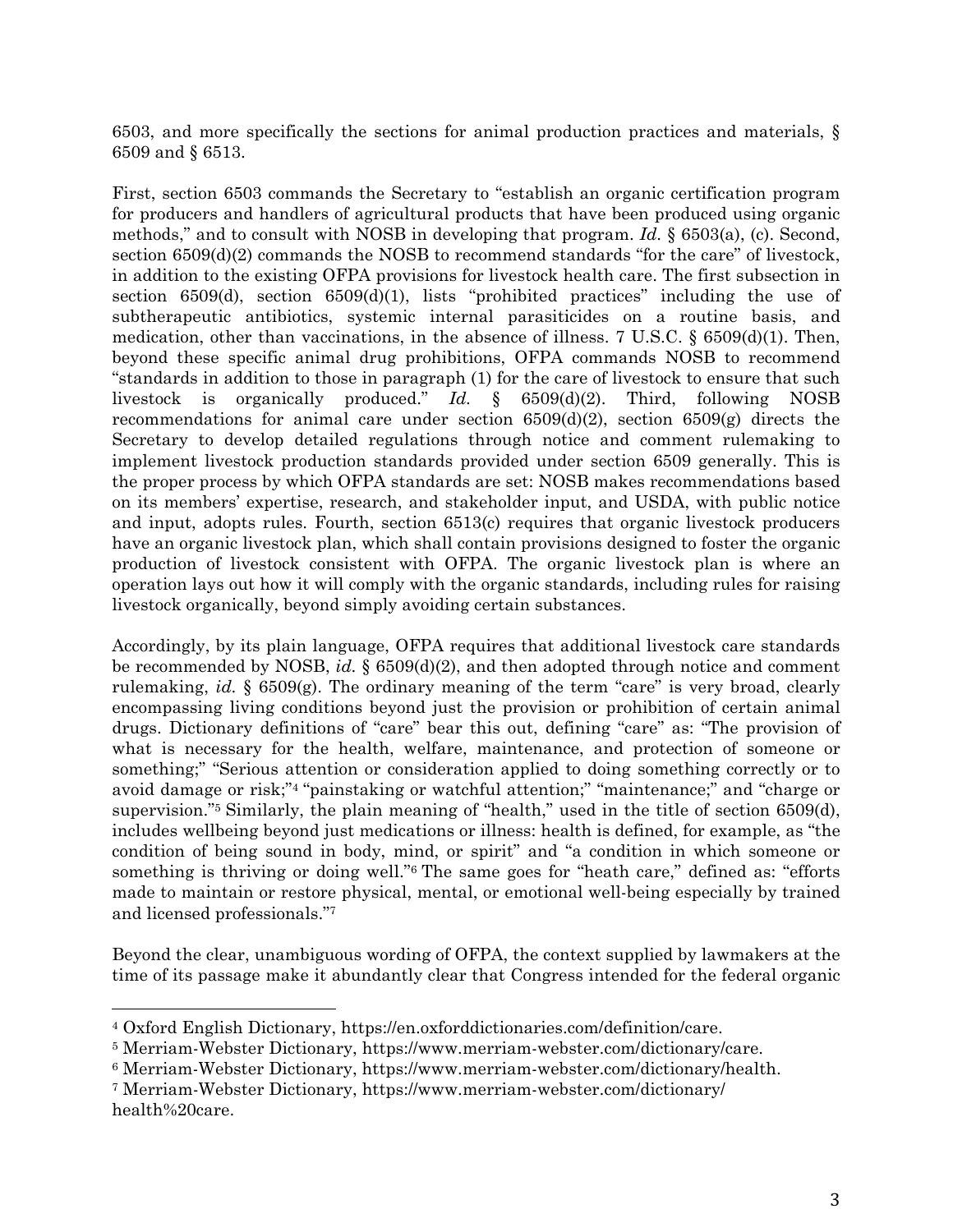6503, and more specifically the sections for animal production practices and materials, § 6509 and § 6513.

First, section 6503 commands the Secretary to "establish an organic certification program for producers and handlers of agricultural products that have been produced using organic methods," and to consult with NOSB in developing that program. *Id.* § 6503(a), (c). Second, section 6509(d)(2) commands the NOSB to recommend standards "for the care" of livestock, in addition to the existing OFPA provisions for livestock health care. The first subsection in section 6509(d), section 6509(d)(1), lists "prohibited practices" including the use of subtherapeutic antibiotics, systemic internal parasiticides on a routine basis, and medication, other than vaccinations, in the absence of illness. 7 U.S.C. § 6509(d)(1). Then, beyond these specific animal drug prohibitions, OFPA commands NOSB to recommend "standards in addition to those in paragraph (1) for the care of livestock to ensure that such livestock is organically produced." *Id.* § 6509(d)(2). Third, following NOSB recommendations for animal care under section 6509(d)(2), section 6509(g) directs the Secretary to develop detailed regulations through notice and comment rulemaking to implement livestock production standards provided under section 6509 generally. This is the proper process by which OFPA standards are set: NOSB makes recommendations based on its members' expertise, research, and stakeholder input, and USDA, with public notice and input, adopts rules. Fourth, section 6513(c) requires that organic livestock producers have an organic livestock plan, which shall contain provisions designed to foster the organic production of livestock consistent with OFPA. The organic livestock plan is where an operation lays out how it will comply with the organic standards, including rules for raising livestock organically, beyond simply avoiding certain substances.

Accordingly, by its plain language, OFPA requires that additional livestock care standards be recommended by NOSB, *id.* § 6509(d)(2), and then adopted through notice and comment rulemaking, *id.* § 6509(g). The ordinary meaning of the term "care" is very broad, clearly encompassing living conditions beyond just the provision or prohibition of certain animal drugs. Dictionary definitions of "care" bear this out, defining "care" as: "The provision of what is necessary for the health, welfare, maintenance, and protection of someone or something;" "Serious attention or consideration applied to doing something correctly or to avoid damage or risk;"[4] "painstaking or watchful attention;" "maintenance;" and "charge or supervision."[5] Similarly, the plain meaning of "health," used in the title of section 6509(d), includes wellbeing beyond just medications or illness: health is defined, for example, as "the condition of being sound in body, mind, or spirit" and "a condition in which someone or something is thriving or doing well."[6] The same goes for "heath care," defined as: "efforts made to maintain or restore physical, mental, or emotional well-being especially by trained and licensed professionals."[7]

Beyond the clear, unambiguous wording of OFPA, the context supplied by lawmakers at the time of its passage make it abundantly clear that Congress intended for the federal organic

---

[4] Oxford English Dictionary, https://en.oxforddictionaries.com/definition/care.

[5] Merriam-Webster Dictionary, https://www.merriam-webster.com/dictionary/care.

[6] Merriam-Webster Dictionary, https://www.merriam-webster.com/dictionary/health.

[7] Merriam-Webster Dictionary, https://www.merriam-webster.com/dictionary/health%20care.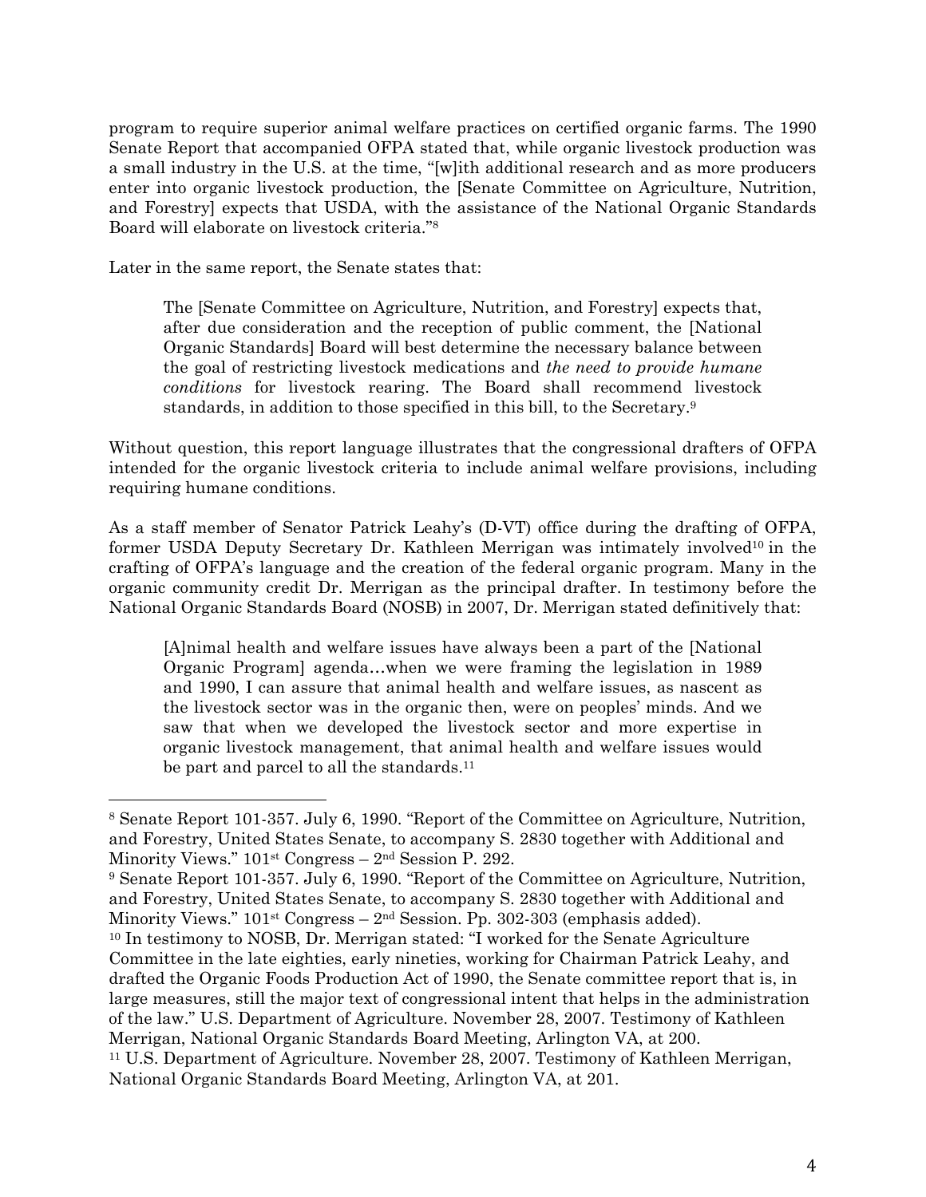program to require superior animal welfare practices on certified organic farms. The 1990 Senate Report that accompanied OFPA stated that, while organic livestock production was a small industry in the U.S. at the time, "[w]ith additional research and as more producers enter into organic livestock production, the [Senate Committee on Agriculture, Nutrition, and Forestry] expects that USDA, with the assistance of the National Organic Standards Board will elaborate on livestock criteria."[8]

Later in the same report, the Senate states that:

> The [Senate Committee on Agriculture, Nutrition, and Forestry] expects that, after due consideration and the reception of public comment, the [National Organic Standards] Board will best determine the necessary balance between the goal of restricting livestock medications and *the need to provide humane conditions* for livestock rearing. The Board shall recommend livestock standards, in addition to those specified in this bill, to the Secretary.[9]

Without question, this report language illustrates that the congressional drafters of OFPA intended for the organic livestock criteria to include animal welfare provisions, including requiring humane conditions.

As a staff member of Senator Patrick Leahy's (D-VT) office during the drafting of OFPA, former USDA Deputy Secretary Dr. Kathleen Merrigan was intimately involved[10] in the crafting of OFPA's language and the creation of the federal organic program. Many in the organic community credit Dr. Merrigan as the principal drafter. In testimony before the National Organic Standards Board (NOSB) in 2007, Dr. Merrigan stated definitively that:

> [A]nimal health and welfare issues have always been a part of the [National Organic Program] agenda…when we were framing the legislation in 1989 and 1990, I can assure that animal health and welfare issues, as nascent as the livestock sector was in the organic then, were on peoples' minds. And we saw that when we developed the livestock sector and more expertise in organic livestock management, that animal health and welfare issues would be part and parcel to all the standards.[11]

---

[8] Senate Report 101-357. July 6, 1990. "Report of the Committee on Agriculture, Nutrition, and Forestry, United States Senate, to accompany S. 2830 together with Additional and Minority Views." 101st Congress – 2nd Session P. 292.

[9] Senate Report 101-357. July 6, 1990. "Report of the Committee on Agriculture, Nutrition, and Forestry, United States Senate, to accompany S. 2830 together with Additional and Minority Views." 101st Congress – 2nd Session. Pp. 302-303 (emphasis added).

[10] In testimony to NOSB, Dr. Merrigan stated: "I worked for the Senate Agriculture Committee in the late eighties, early nineties, working for Chairman Patrick Leahy, and drafted the Organic Foods Production Act of 1990, the Senate committee report that is, in large measures, still the major text of congressional intent that helps in the administration of the law." U.S. Department of Agriculture. November 28, 2007. Testimony of Kathleen Merrigan, National Organic Standards Board Meeting, Arlington VA, at 200.

[11] U.S. Department of Agriculture. November 28, 2007. Testimony of Kathleen Merrigan, National Organic Standards Board Meeting, Arlington VA, at 201.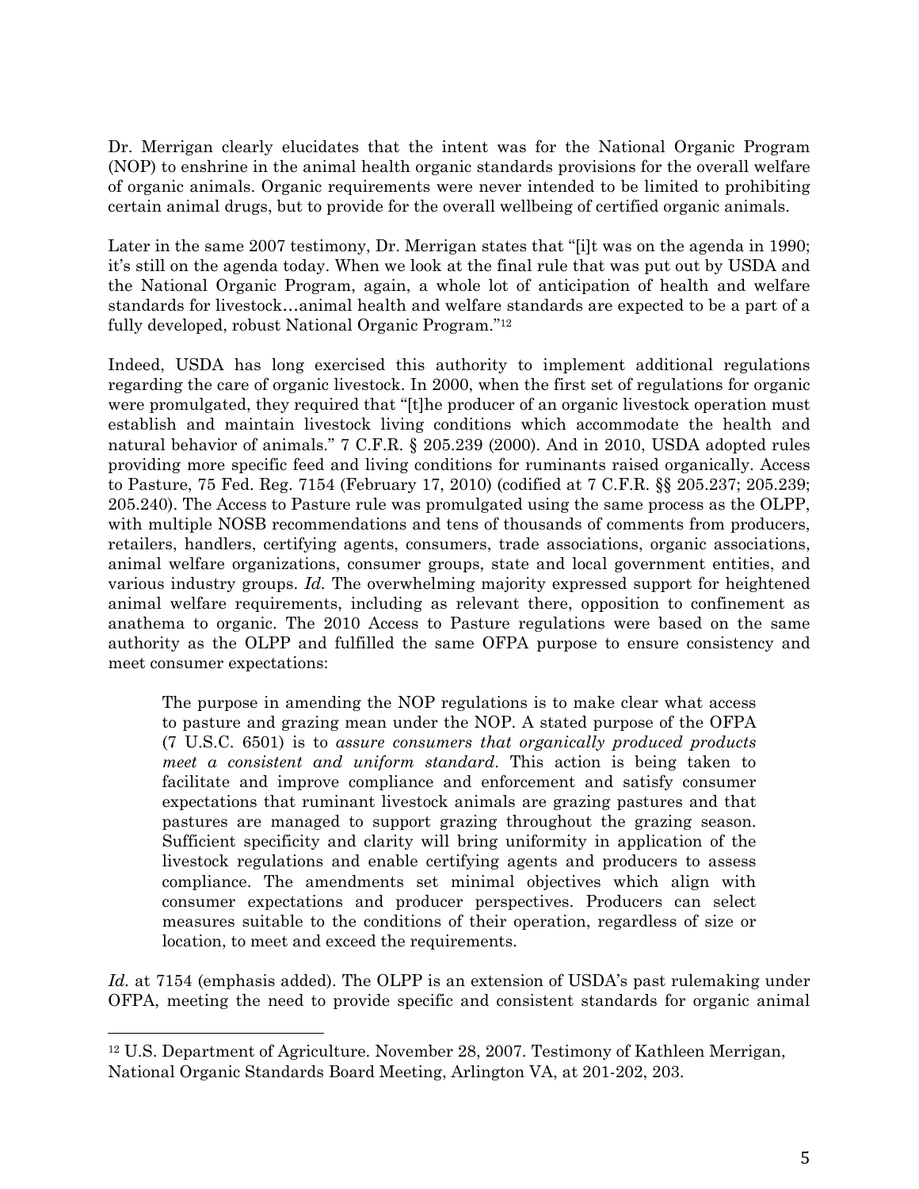Dr. Merrigan clearly elucidates that the intent was for the National Organic Program (NOP) to enshrine in the animal health organic standards provisions for the overall welfare of organic animals. Organic requirements were never intended to be limited to prohibiting certain animal drugs, but to provide for the overall wellbeing of certified organic animals.

Later in the same 2007 testimony, Dr. Merrigan states that "[i]t was on the agenda in 1990; it's still on the agenda today. When we look at the final rule that was put out by USDA and the National Organic Program, again, a whole lot of anticipation of health and welfare standards for livestock…animal health and welfare standards are expected to be a part of a fully developed, robust National Organic Program."[12]

Indeed, USDA has long exercised this authority to implement additional regulations regarding the care of organic livestock. In 2000, when the first set of regulations for organic were promulgated, they required that "[t]he producer of an organic livestock operation must establish and maintain livestock living conditions which accommodate the health and natural behavior of animals." 7 C.F.R. § 205.239 (2000). And in 2010, USDA adopted rules providing more specific feed and living conditions for ruminants raised organically. Access to Pasture, 75 Fed. Reg. 7154 (February 17, 2010) (codified at 7 C.F.R. §§ 205.237; 205.239; 205.240). The Access to Pasture rule was promulgated using the same process as the OLPP, with multiple NOSB recommendations and tens of thousands of comments from producers, retailers, handlers, certifying agents, consumers, trade associations, organic associations, animal welfare organizations, consumer groups, state and local government entities, and various industry groups. *Id.* The overwhelming majority expressed support for heightened animal welfare requirements, including as relevant there, opposition to confinement as anathema to organic. The 2010 Access to Pasture regulations were based on the same authority as the OLPP and fulfilled the same OFPA purpose to ensure consistency and meet consumer expectations:

> The purpose in amending the NOP regulations is to make clear what access to pasture and grazing mean under the NOP. A stated purpose of the OFPA (7 U.S.C. 6501) is to *assure consumers that organically produced products meet a consistent and uniform standard*. This action is being taken to facilitate and improve compliance and enforcement and satisfy consumer expectations that ruminant livestock animals are grazing pastures and that pastures are managed to support grazing throughout the grazing season. Sufficient specificity and clarity will bring uniformity in application of the livestock regulations and enable certifying agents and producers to assess compliance. The amendments set minimal objectives which align with consumer expectations and producer perspectives. Producers can select measures suitable to the conditions of their operation, regardless of size or location, to meet and exceed the requirements.

*Id.* at 7154 (emphasis added). The OLPP is an extension of USDA's past rulemaking under OFPA, meeting the need to provide specific and consistent standards for organic animal

---

[12] U.S. Department of Agriculture. November 28, 2007. Testimony of Kathleen Merrigan, National Organic Standards Board Meeting, Arlington VA, at 201-202, 203.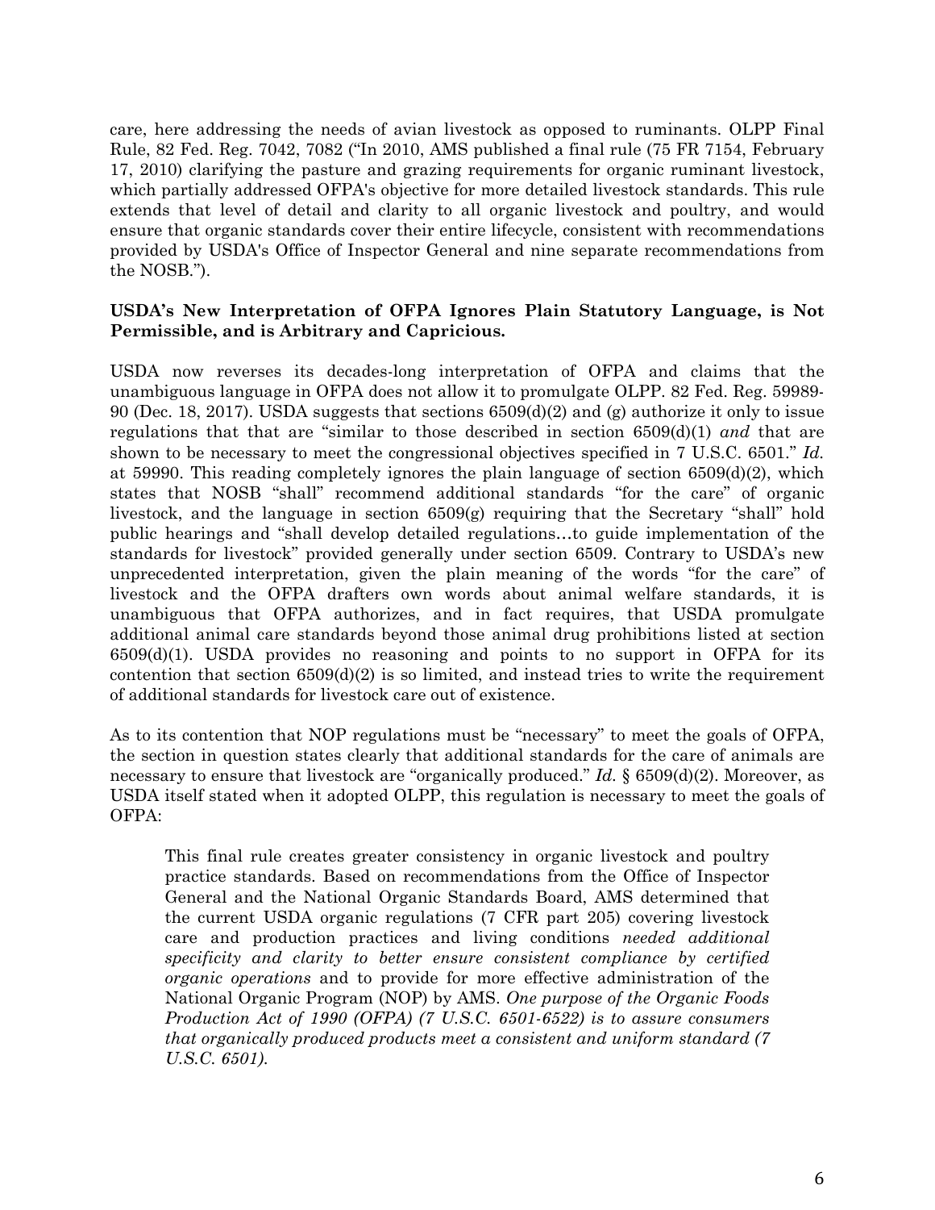care, here addressing the needs of avian livestock as opposed to ruminants. OLPP Final Rule, 82 Fed. Reg. 7042, 7082 ("In 2010, AMS published a final rule (75 FR 7154, February 17, 2010) clarifying the pasture and grazing requirements for organic ruminant livestock, which partially addressed OFPA's objective for more detailed livestock standards. This rule extends that level of detail and clarity to all organic livestock and poultry, and would ensure that organic standards cover their entire lifecycle, consistent with recommendations provided by USDA's Office of Inspector General and nine separate recommendations from the NOSB.").

**USDA's New Interpretation of OFPA Ignores Plain Statutory Language, is Not Permissible, and is Arbitrary and Capricious.**

USDA now reverses its decades-long interpretation of OFPA and claims that the unambiguous language in OFPA does not allow it to promulgate OLPP. 82 Fed. Reg. 59989-90 (Dec. 18, 2017). USDA suggests that sections 6509(d)(2) and (g) authorize it only to issue regulations that that are "similar to those described in section 6509(d)(1) *and* that are shown to be necessary to meet the congressional objectives specified in 7 U.S.C. 6501." *Id.* at 59990. This reading completely ignores the plain language of section 6509(d)(2), which states that NOSB "shall" recommend additional standards "for the care" of organic livestock, and the language in section 6509(g) requiring that the Secretary "shall" hold public hearings and "shall develop detailed regulations…to guide implementation of the standards for livestock" provided generally under section 6509. Contrary to USDA's new unprecedented interpretation, given the plain meaning of the words "for the care" of livestock and the OFPA drafters own words about animal welfare standards, it is unambiguous that OFPA authorizes, and in fact requires, that USDA promulgate additional animal care standards beyond those animal drug prohibitions listed at section 6509(d)(1). USDA provides no reasoning and points to no support in OFPA for its contention that section 6509(d)(2) is so limited, and instead tries to write the requirement of additional standards for livestock care out of existence.

As to its contention that NOP regulations must be "necessary" to meet the goals of OFPA, the section in question states clearly that additional standards for the care of animals are necessary to ensure that livestock are "organically produced." *Id.* § 6509(d)(2). Moreover, as USDA itself stated when it adopted OLPP, this regulation is necessary to meet the goals of OFPA:

> This final rule creates greater consistency in organic livestock and poultry practice standards. Based on recommendations from the Office of Inspector General and the National Organic Standards Board, AMS determined that the current USDA organic regulations (7 CFR part 205) covering livestock care and production practices and living conditions *needed additional specificity and clarity to better ensure consistent compliance by certified organic operations* and to provide for more effective administration of the National Organic Program (NOP) by AMS. *One purpose of the Organic Foods Production Act of 1990 (OFPA) (7 U.S.C. 6501-6522) is to assure consumers that organically produced products meet a consistent and uniform standard (7 U.S.C. 6501).*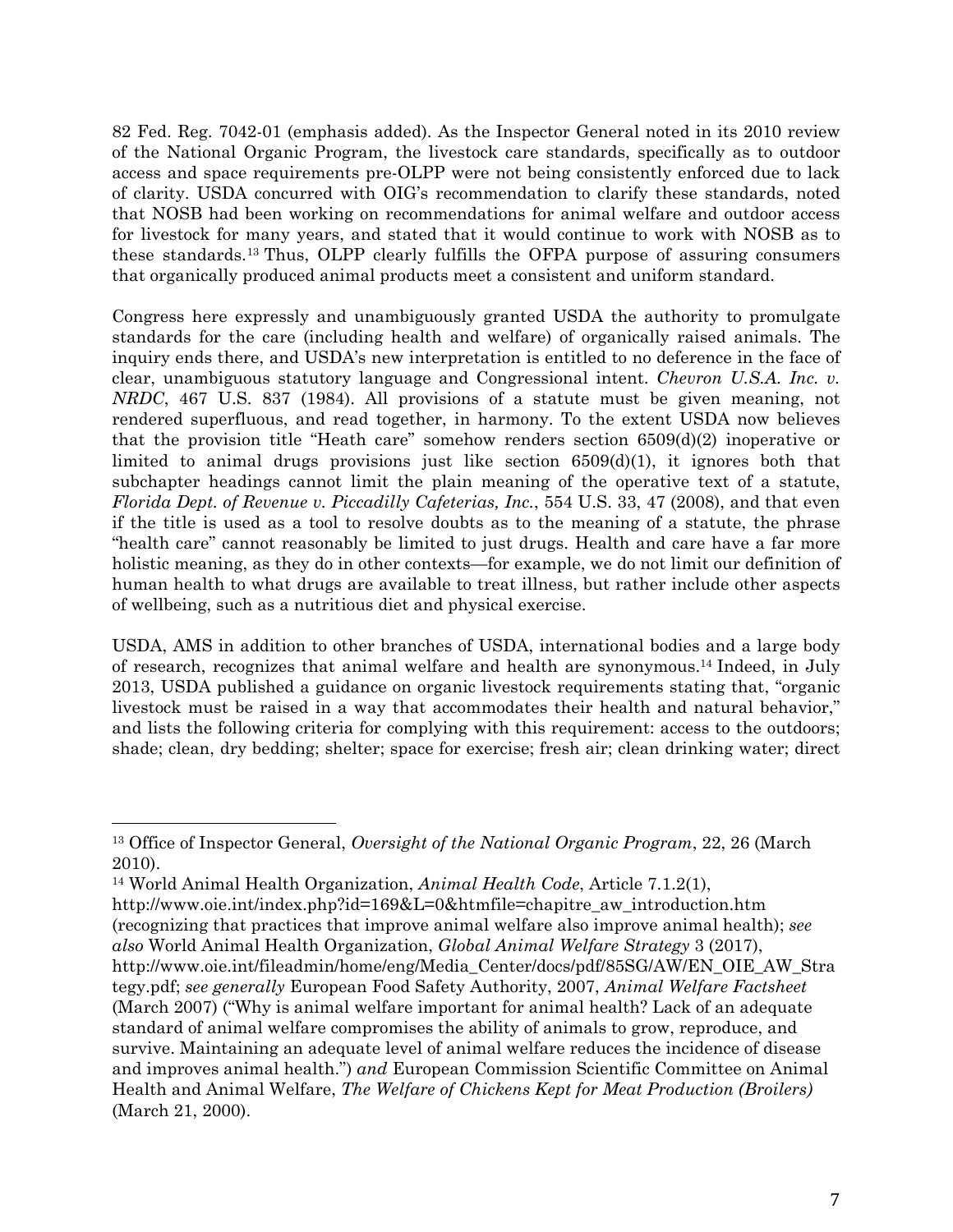82 Fed. Reg. 7042-01 (emphasis added). As the Inspector General noted in its 2010 review of the National Organic Program, the livestock care standards, specifically as to outdoor access and space requirements pre-OLPP were not being consistently enforced due to lack of clarity. USDA concurred with OIG's recommendation to clarify these standards, noted that NOSB had been working on recommendations for animal welfare and outdoor access for livestock for many years, and stated that it would continue to work with NOSB as to these standards.[13] Thus, OLPP clearly fulfills the OFPA purpose of assuring consumers that organically produced animal products meet a consistent and uniform standard.

Congress here expressly and unambiguously granted USDA the authority to promulgate standards for the care (including health and welfare) of organically raised animals. The inquiry ends there, and USDA's new interpretation is entitled to no deference in the face of clear, unambiguous statutory language and Congressional intent. *Chevron U.S.A. Inc. v. NRDC*, 467 U.S. 837 (1984). All provisions of a statute must be given meaning, not rendered superfluous, and read together, in harmony. To the extent USDA now believes that the provision title "Heath care" somehow renders section 6509(d)(2) inoperative or limited to animal drugs provisions just like section 6509(d)(1), it ignores both that subchapter headings cannot limit the plain meaning of the operative text of a statute, *Florida Dept. of Revenue v. Piccadilly Cafeterias, Inc.*, 554 U.S. 33, 47 (2008), and that even if the title is used as a tool to resolve doubts as to the meaning of a statute, the phrase "health care" cannot reasonably be limited to just drugs. Health and care have a far more holistic meaning, as they do in other contexts—for example, we do not limit our definition of human health to what drugs are available to treat illness, but rather include other aspects of wellbeing, such as a nutritious diet and physical exercise.

USDA, AMS in addition to other branches of USDA, international bodies and a large body of research, recognizes that animal welfare and health are synonymous.[14] Indeed, in July 2013, USDA published a guidance on organic livestock requirements stating that, "organic livestock must be raised in a way that accommodates their health and natural behavior," and lists the following criteria for complying with this requirement: access to the outdoors; shade; clean, dry bedding; shelter; space for exercise; fresh air; clean drinking water; direct

---

[13] Office of Inspector General, *Oversight of the National Organic Program*, 22, 26 (March 2010).

[14] World Animal Health Organization, *Animal Health Code*, Article 7.1.2(1), http://www.oie.int/index.php?id=169&L=0&htmfile=chapitre_aw_introduction.htm (recognizing that practices that improve animal welfare also improve animal health); *see also* World Animal Health Organization, *Global Animal Welfare Strategy* 3 (2017), http://www.oie.int/fileadmin/home/eng/Media_Center/docs/pdf/85SG/AW/EN_OIE_AW_Strategy.pdf; *see generally* European Food Safety Authority, 2007, *Animal Welfare Factsheet* (March 2007) ("Why is animal welfare important for animal health? Lack of an adequate standard of animal welfare compromises the ability of animals to grow, reproduce, and survive. Maintaining an adequate level of animal welfare reduces the incidence of disease and improves animal health.") *and* European Commission Scientific Committee on Animal Health and Animal Welfare, *The Welfare of Chickens Kept for Meat Production (Broilers)* (March 21, 2000).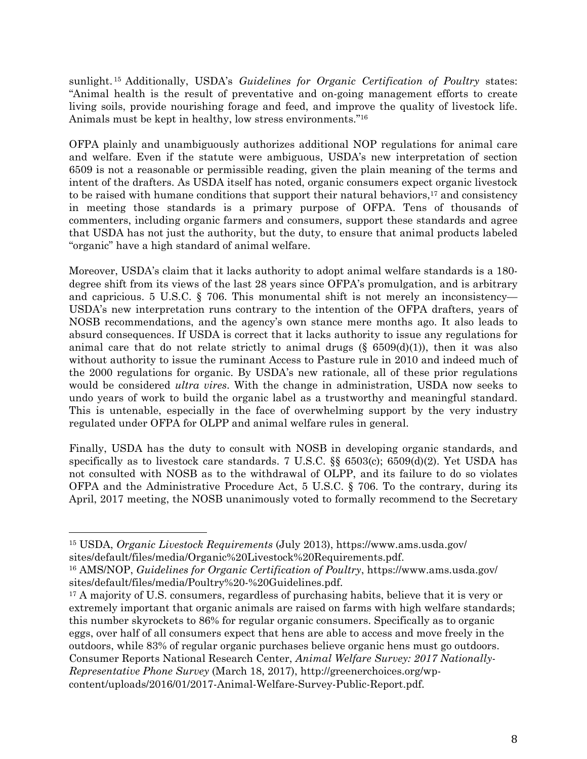sunlight.[15] Additionally, USDA's *Guidelines for Organic Certification of Poultry* states: "Animal health is the result of preventative and on-going management efforts to create living soils, provide nourishing forage and feed, and improve the quality of livestock life. Animals must be kept in healthy, low stress environments."[16]

OFPA plainly and unambiguously authorizes additional NOP regulations for animal care and welfare. Even if the statute were ambiguous, USDA's new interpretation of section 6509 is not a reasonable or permissible reading, given the plain meaning of the terms and intent of the drafters. As USDA itself has noted, organic consumers expect organic livestock to be raised with humane conditions that support their natural behaviors,[17] and consistency in meeting those standards is a primary purpose of OFPA. Tens of thousands of commenters, including organic farmers and consumers, support these standards and agree that USDA has not just the authority, but the duty, to ensure that animal products labeled "organic" have a high standard of animal welfare.

Moreover, USDA's claim that it lacks authority to adopt animal welfare standards is a 180-degree shift from its views of the last 28 years since OFPA's promulgation, and is arbitrary and capricious. 5 U.S.C. § 706. This monumental shift is not merely an inconsistency—USDA's new interpretation runs contrary to the intention of the OFPA drafters, years of NOSB recommendations, and the agency's own stance mere months ago. It also leads to absurd consequences. If USDA is correct that it lacks authority to issue any regulations for animal care that do not relate strictly to animal drugs (§ 6509(d)(1)), then it was also without authority to issue the ruminant Access to Pasture rule in 2010 and indeed much of the 2000 regulations for organic. By USDA's new rationale, all of these prior regulations would be considered *ultra vires*. With the change in administration, USDA now seeks to undo years of work to build the organic label as a trustworthy and meaningful standard. This is untenable, especially in the face of overwhelming support by the very industry regulated under OFPA for OLPP and animal welfare rules in general.

Finally, USDA has the duty to consult with NOSB in developing organic standards, and specifically as to livestock care standards. 7 U.S.C. §§ 6503(c); 6509(d)(2). Yet USDA has not consulted with NOSB as to the withdrawal of OLPP, and its failure to do so violates OFPA and the Administrative Procedure Act, 5 U.S.C. § 706. To the contrary, during its April, 2017 meeting, the NOSB unanimously voted to formally recommend to the Secretary

---

[15] USDA, *Organic Livestock Requirements* (July 2013), https://www.ams.usda.gov/sites/default/files/media/Organic%20Livestock%20Requirements.pdf.

[16] AMS/NOP, *Guidelines for Organic Certification of Poultry*, https://www.ams.usda.gov/sites/default/files/media/Poultry%20-%20Guidelines.pdf.

[17] A majority of U.S. consumers, regardless of purchasing habits, believe that it is very or extremely important that organic animals are raised on farms with high welfare standards; this number skyrockets to 86% for regular organic consumers. Specifically as to organic eggs, over half of all consumers expect that hens are able to access and move freely in the outdoors, while 83% of regular organic purchases believe organic hens must go outdoors. Consumer Reports National Research Center, *Animal Welfare Survey: 2017 Nationally-Representative Phone Survey* (March 18, 2017), http://greenerchoices.org/wp-content/uploads/2016/01/2017-Animal-Welfare-Survey-Public-Report.pdf.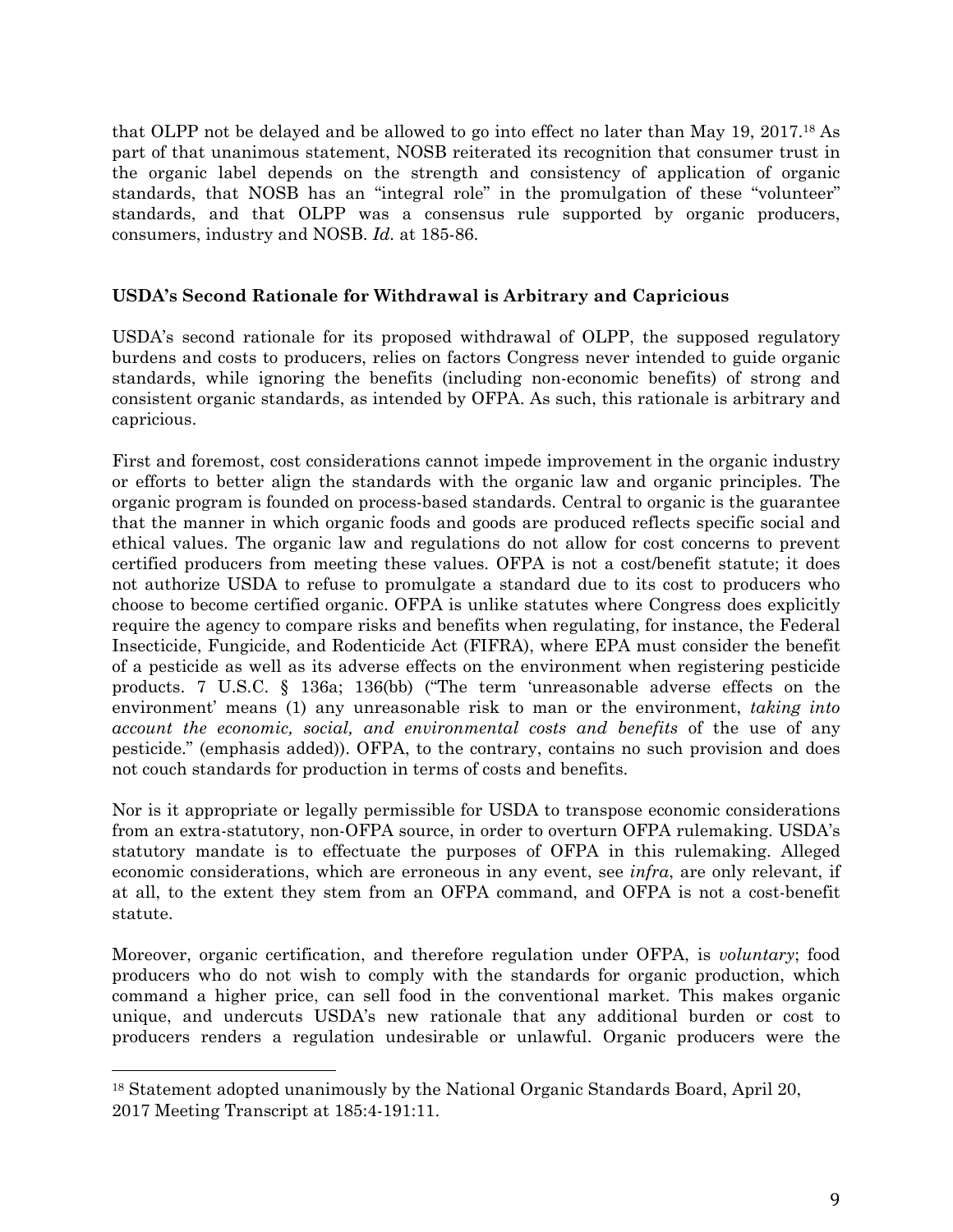that OLPP not be delayed and be allowed to go into effect no later than May 19, 2017.[18] As part of that unanimous statement, NOSB reiterated its recognition that consumer trust in the organic label depends on the strength and consistency of application of organic standards, that NOSB has an "integral role" in the promulgation of these "volunteer" standards, and that OLPP was a consensus rule supported by organic producers, consumers, industry and NOSB. *Id.* at 185-86.

**USDA's Second Rationale for Withdrawal is Arbitrary and Capricious**

USDA's second rationale for its proposed withdrawal of OLPP, the supposed regulatory burdens and costs to producers, relies on factors Congress never intended to guide organic standards, while ignoring the benefits (including non-economic benefits) of strong and consistent organic standards, as intended by OFPA. As such, this rationale is arbitrary and capricious.

First and foremost, cost considerations cannot impede improvement in the organic industry or efforts to better align the standards with the organic law and organic principles. The organic program is founded on process-based standards. Central to organic is the guarantee that the manner in which organic foods and goods are produced reflects specific social and ethical values. The organic law and regulations do not allow for cost concerns to prevent certified producers from meeting these values. OFPA is not a cost/benefit statute; it does not authorize USDA to refuse to promulgate a standard due to its cost to producers who choose to become certified organic. OFPA is unlike statutes where Congress does explicitly require the agency to compare risks and benefits when regulating, for instance, the Federal Insecticide, Fungicide, and Rodenticide Act (FIFRA), where EPA must consider the benefit of a pesticide as well as its adverse effects on the environment when registering pesticide products. 7 U.S.C. § 136a; 136(bb) ("The term 'unreasonable adverse effects on the environment' means (1) any unreasonable risk to man or the environment, *taking into account the economic, social, and environmental costs and benefits* of the use of any pesticide." (emphasis added)). OFPA, to the contrary, contains no such provision and does not couch standards for production in terms of costs and benefits.

Nor is it appropriate or legally permissible for USDA to transpose economic considerations from an extra-statutory, non-OFPA source, in order to overturn OFPA rulemaking. USDA's statutory mandate is to effectuate the purposes of OFPA in this rulemaking. Alleged economic considerations, which are erroneous in any event, see *infra*, are only relevant, if at all, to the extent they stem from an OFPA command, and OFPA is not a cost-benefit statute.

Moreover, organic certification, and therefore regulation under OFPA, is *voluntary*; food producers who do not wish to comply with the standards for organic production, which command a higher price, can sell food in the conventional market. This makes organic unique, and undercuts USDA's new rationale that any additional burden or cost to producers renders a regulation undesirable or unlawful. Organic producers were the

---

[18] Statement adopted unanimously by the National Organic Standards Board, April 20, 2017 Meeting Transcript at 185:4-191:11.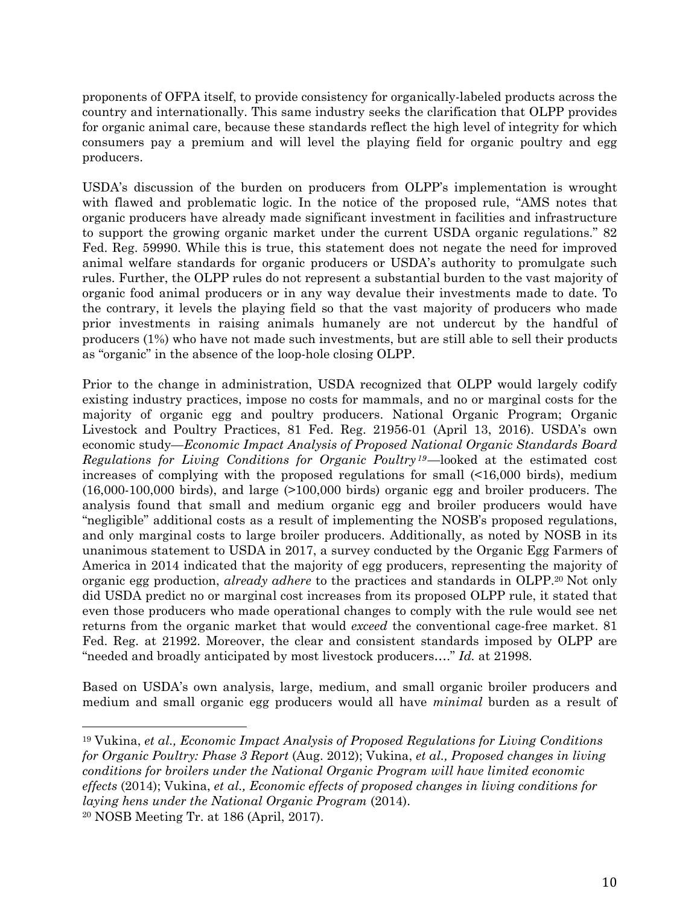proponents of OFPA itself, to provide consistency for organically-labeled products across the country and internationally. This same industry seeks the clarification that OLPP provides for organic animal care, because these standards reflect the high level of integrity for which consumers pay a premium and will level the playing field for organic poultry and egg producers.

USDA's discussion of the burden on producers from OLPP's implementation is wrought with flawed and problematic logic. In the notice of the proposed rule, "AMS notes that organic producers have already made significant investment in facilities and infrastructure to support the growing organic market under the current USDA organic regulations." 82 Fed. Reg. 59990. While this is true, this statement does not negate the need for improved animal welfare standards for organic producers or USDA's authority to promulgate such rules. Further, the OLPP rules do not represent a substantial burden to the vast majority of organic food animal producers or in any way devalue their investments made to date. To the contrary, it levels the playing field so that the vast majority of producers who made prior investments in raising animals humanely are not undercut by the handful of producers (1%) who have not made such investments, but are still able to sell their products as "organic" in the absence of the loop-hole closing OLPP.

Prior to the change in administration, USDA recognized that OLPP would largely codify existing industry practices, impose no costs for mammals, and no or marginal costs for the majority of organic egg and poultry producers. National Organic Program; Organic Livestock and Poultry Practices, 81 Fed. Reg. 21956-01 (April 13, 2016). USDA's own economic study—*Economic Impact Analysis of Proposed National Organic Standards Board Regulations for Living Conditions for Organic Poultry*[19]—looked at the estimated cost increases of complying with the proposed regulations for small (<16,000 birds), medium (16,000-100,000 birds), and large (>100,000 birds) organic egg and broiler producers. The analysis found that small and medium organic egg and broiler producers would have "negligible" additional costs as a result of implementing the NOSB's proposed regulations, and only marginal costs to large broiler producers. Additionally, as noted by NOSB in its unanimous statement to USDA in 2017, a survey conducted by the Organic Egg Farmers of America in 2014 indicated that the majority of egg producers, representing the majority of organic egg production, *already adhere* to the practices and standards in OLPP.[20] Not only did USDA predict no or marginal cost increases from its proposed OLPP rule, it stated that even those producers who made operational changes to comply with the rule would see net returns from the organic market that would *exceed* the conventional cage-free market. 81 Fed. Reg. at 21992. Moreover, the clear and consistent standards imposed by OLPP are "needed and broadly anticipated by most livestock producers…." *Id.* at 21998.

Based on USDA's own analysis, large, medium, and small organic broiler producers and medium and small organic egg producers would all have *minimal* burden as a result of

---

[19] Vukina, *et al., Economic Impact Analysis of Proposed Regulations for Living Conditions for Organic Poultry: Phase 3 Report* (Aug. 2012); Vukina, *et al., Proposed changes in living conditions for broilers under the National Organic Program will have limited economic effects* (2014); Vukina, *et al., Economic effects of proposed changes in living conditions for laying hens under the National Organic Program* (2014).

[20] NOSB Meeting Tr. at 186 (April, 2017).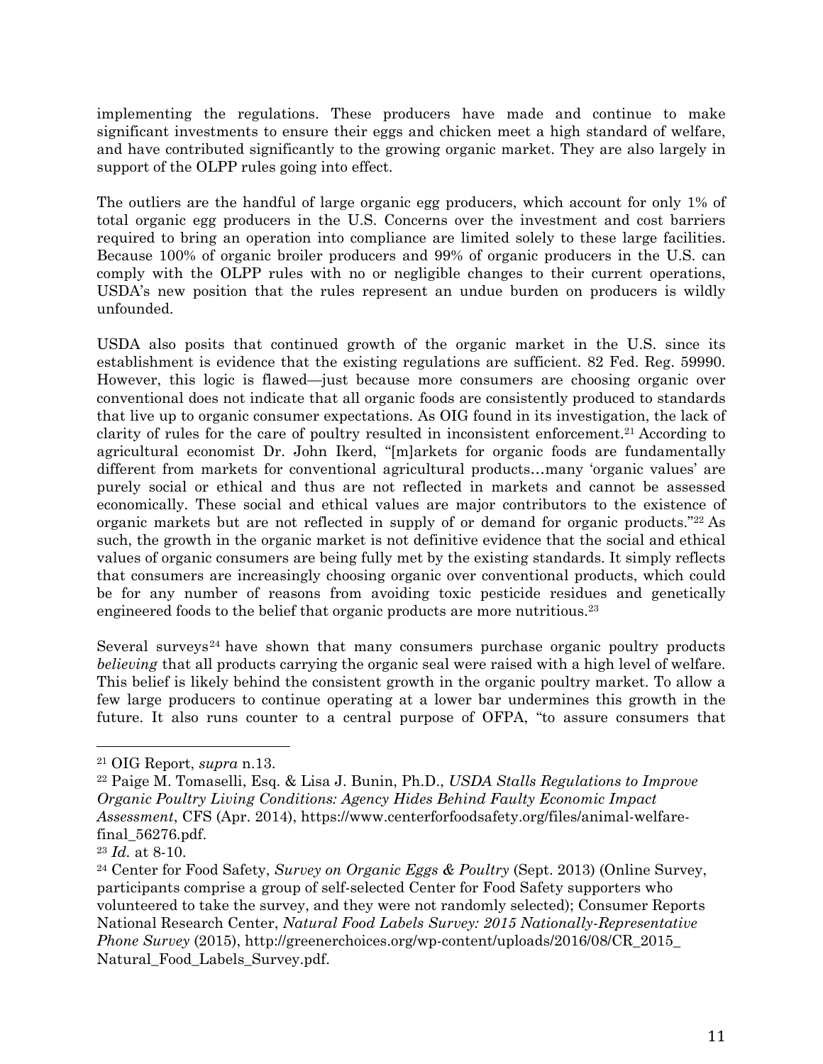implementing the regulations. These producers have made and continue to make significant investments to ensure their eggs and chicken meet a high standard of welfare, and have contributed significantly to the growing organic market. They are also largely in support of the OLPP rules going into effect.

The outliers are the handful of large organic egg producers, which account for only 1% of total organic egg producers in the U.S. Concerns over the investment and cost barriers required to bring an operation into compliance are limited solely to these large facilities. Because 100% of organic broiler producers and 99% of organic producers in the U.S. can comply with the OLPP rules with no or negligible changes to their current operations, USDA's new position that the rules represent an undue burden on producers is wildly unfounded.

USDA also posits that continued growth of the organic market in the U.S. since its establishment is evidence that the existing regulations are sufficient. 82 Fed. Reg. 59990. However, this logic is flawed—just because more consumers are choosing organic over conventional does not indicate that all organic foods are consistently produced to standards that live up to organic consumer expectations. As OIG found in its investigation, the lack of clarity of rules for the care of poultry resulted in inconsistent enforcement.[21] According to agricultural economist Dr. John Ikerd, "[m]arkets for organic foods are fundamentally different from markets for conventional agricultural products…many 'organic values' are purely social or ethical and thus are not reflected in markets and cannot be assessed economically. These social and ethical values are major contributors to the existence of organic markets but are not reflected in supply of or demand for organic products."[22] As such, the growth in the organic market is not definitive evidence that the social and ethical values of organic consumers are being fully met by the existing standards. It simply reflects that consumers are increasingly choosing organic over conventional products, which could be for any number of reasons from avoiding toxic pesticide residues and genetically engineered foods to the belief that organic products are more nutritious.[23]

Several surveys[24] have shown that many consumers purchase organic poultry products *believing* that all products carrying the organic seal were raised with a high level of welfare. This belief is likely behind the consistent growth in the organic poultry market. To allow a few large producers to continue operating at a lower bar undermines this growth in the future. It also runs counter to a central purpose of OFPA, "to assure consumers that

---

[21] OIG Report, *supra* n.13.

[22] Paige M. Tomaselli, Esq. & Lisa J. Bunin, Ph.D., *USDA Stalls Regulations to Improve Organic Poultry Living Conditions: Agency Hides Behind Faulty Economic Impact Assessment*, CFS (Apr. 2014), https://www.centerforfoodsafety.org/files/animal-welfare-final_56276.pdf.

[23] *Id.* at 8-10.

[24] Center for Food Safety, *Survey on Organic Eggs & Poultry* (Sept. 2013) (Online Survey, participants comprise a group of self-selected Center for Food Safety supporters who volunteered to take the survey, and they were not randomly selected); Consumer Reports National Research Center, *Natural Food Labels Survey: 2015 Nationally-Representative Phone Survey* (2015), http://greenerchoices.org/wp-content/uploads/2016/08/CR_2015_Natural_Food_Labels_Survey.pdf.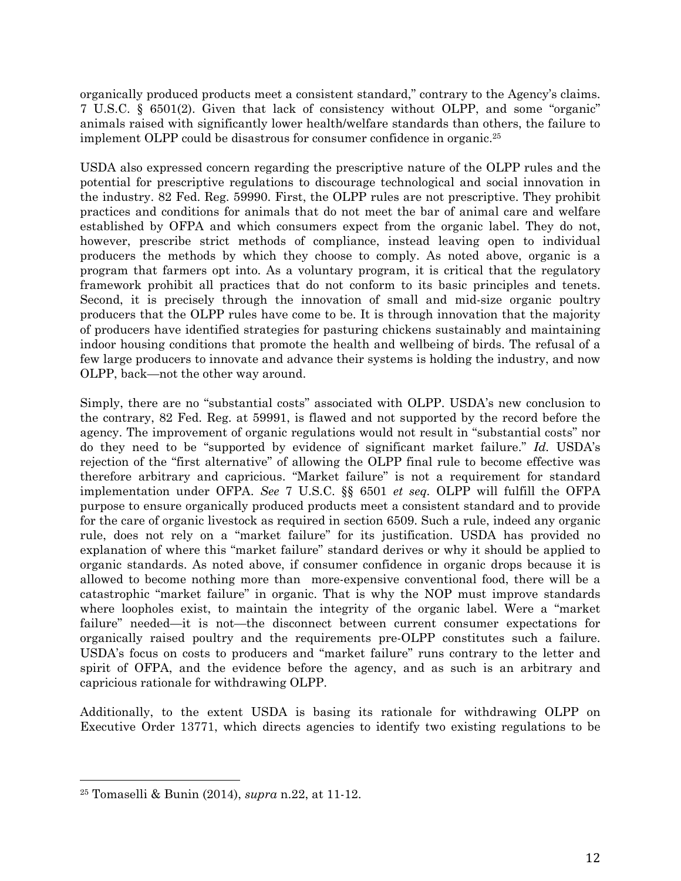organically produced products meet a consistent standard," contrary to the Agency's claims. 7 U.S.C. § 6501(2). Given that lack of consistency without OLPP, and some "organic" animals raised with significantly lower health/welfare standards than others, the failure to implement OLPP could be disastrous for consumer confidence in organic.[25]

USDA also expressed concern regarding the prescriptive nature of the OLPP rules and the potential for prescriptive regulations to discourage technological and social innovation in the industry. 82 Fed. Reg. 59990. First, the OLPP rules are not prescriptive. They prohibit practices and conditions for animals that do not meet the bar of animal care and welfare established by OFPA and which consumers expect from the organic label. They do not, however, prescribe strict methods of compliance, instead leaving open to individual producers the methods by which they choose to comply. As noted above, organic is a program that farmers opt into. As a voluntary program, it is critical that the regulatory framework prohibit all practices that do not conform to its basic principles and tenets. Second, it is precisely through the innovation of small and mid-size organic poultry producers that the OLPP rules have come to be. It is through innovation that the majority of producers have identified strategies for pasturing chickens sustainably and maintaining indoor housing conditions that promote the health and wellbeing of birds. The refusal of a few large producers to innovate and advance their systems is holding the industry, and now OLPP, back—not the other way around.

Simply, there are no "substantial costs" associated with OLPP. USDA's new conclusion to the contrary, 82 Fed. Reg. at 59991, is flawed and not supported by the record before the agency. The improvement of organic regulations would not result in "substantial costs" nor do they need to be "supported by evidence of significant market failure." *Id.* USDA's rejection of the "first alternative" of allowing the OLPP final rule to become effective was therefore arbitrary and capricious. "Market failure" is not a requirement for standard implementation under OFPA. *See* 7 U.S.C. §§ 6501 *et seq.* OLPP will fulfill the OFPA purpose to ensure organically produced products meet a consistent standard and to provide for the care of organic livestock as required in section 6509. Such a rule, indeed any organic rule, does not rely on a "market failure" for its justification. USDA has provided no explanation of where this "market failure" standard derives or why it should be applied to organic standards. As noted above, if consumer confidence in organic drops because it is allowed to become nothing more than more-expensive conventional food, there will be a catastrophic "market failure" in organic. That is why the NOP must improve standards where loopholes exist, to maintain the integrity of the organic label. Were a "market failure" needed—it is not—the disconnect between current consumer expectations for organically raised poultry and the requirements pre-OLPP constitutes such a failure. USDA's focus on costs to producers and "market failure" runs contrary to the letter and spirit of OFPA, and the evidence before the agency, and as such is an arbitrary and capricious rationale for withdrawing OLPP.

Additionally, to the extent USDA is basing its rationale for withdrawing OLPP on Executive Order 13771, which directs agencies to identify two existing regulations to be

---

[25] Tomaselli & Bunin (2014), *supra* n.22, at 11-12.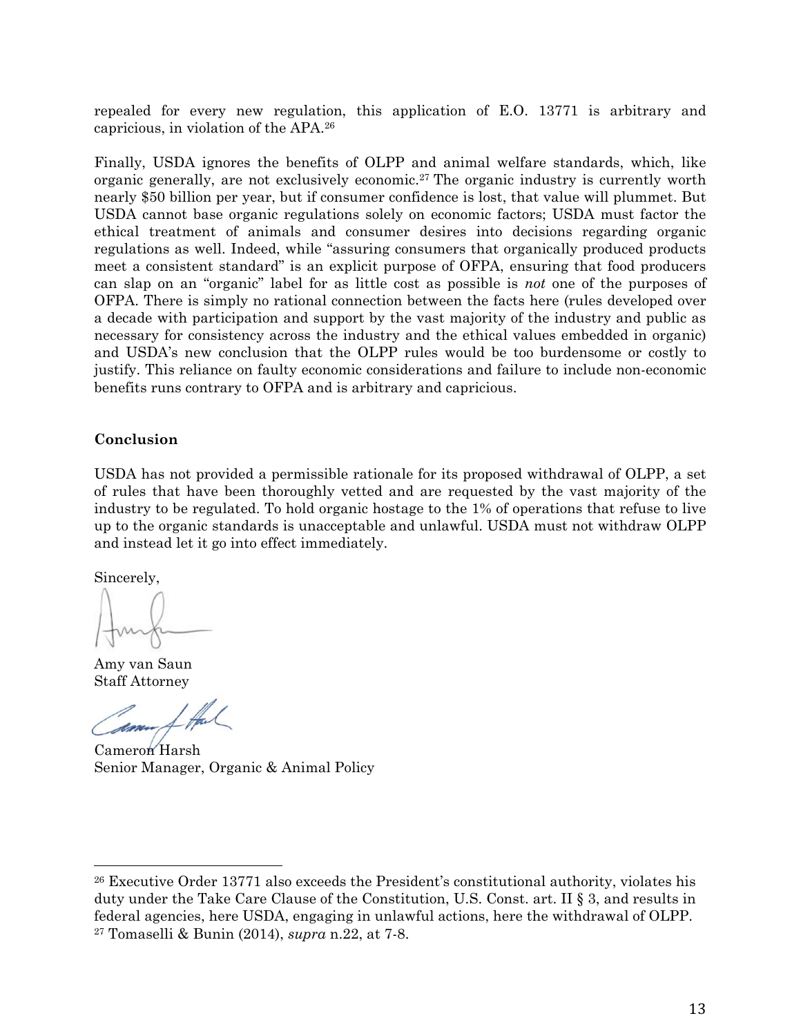repealed for every new regulation, this application of E.O. 13771 is arbitrary and capricious, in violation of the APA.[26]

Finally, USDA ignores the benefits of OLPP and animal welfare standards, which, like organic generally, are not exclusively economic.[27] The organic industry is currently worth nearly $50 billion per year, but if consumer confidence is lost, that value will plummet. But USDA cannot base organic regulations solely on economic factors; USDA must factor the ethical treatment of animals and consumer desires into decisions regarding organic regulations as well. Indeed, while "assuring consumers that organically produced products meet a consistent standard" is an explicit purpose of OFPA, ensuring that food producers can slap on an "organic" label for as little cost as possible is *not* one of the purposes of OFPA. There is simply no rational connection between the facts here (rules developed over a decade with participation and support by the vast majority of the industry and public as necessary for consistency across the industry and the ethical values embedded in organic) and USDA's new conclusion that the OLPP rules would be too burdensome or costly to justify. This reliance on faulty economic considerations and failure to include non-economic benefits runs contrary to OFPA and is arbitrary and capricious.

**Conclusion**

USDA has not provided a permissible rationale for its proposed withdrawal of OLPP, a set of rules that have been thoroughly vetted and are requested by the vast majority of the industry to be regulated. To hold organic hostage to the 1% of operations that refuse to live up to the organic standards is unacceptable and unlawful. USDA must not withdraw OLPP and instead let it go into effect immediately.

Sincerely,

Amy van Saun
Staff Attorney

Cameron Harsh
Senior Manager, Organic & Animal Policy

---

[26] Executive Order 13771 also exceeds the President's constitutional authority, violates his duty under the Take Care Clause of the Constitution, U.S. Const. art. II § 3, and results in federal agencies, here USDA, engaging in unlawful actions, here the withdrawal of OLPP.

[27] Tomaselli & Bunin (2014), *supra* n.22, at 7-8.